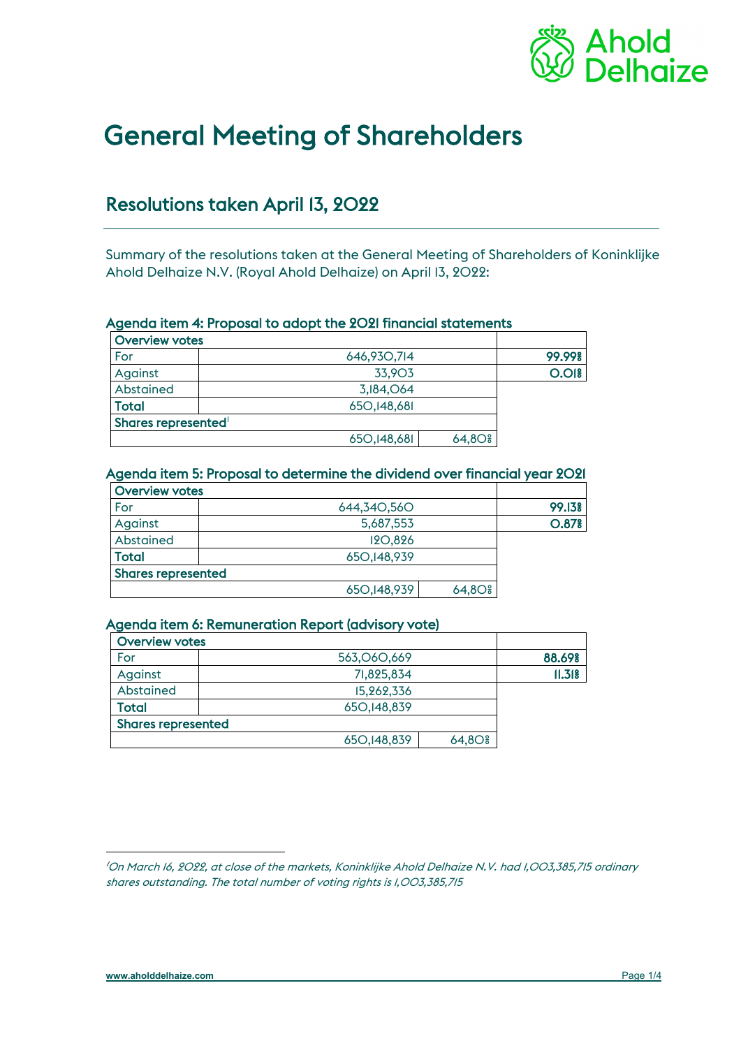# General Meeting of Shareholders

## Resolutions taken April 13, 2022

Summary of the resolutions taken at the General Meeting of Shareholders of Koninklijke Ahold Delhaize N.V. (Royal Ahold Delhaize) on April 13, 2022:

### Agenda item 4: Proposal to adopt the 2021 financial statements

| **Overview votes** | | | |
|---|---|---|---|
| For | 646,930,714 | | **99.99%** |
| Against | 33,903 | | **0.01%** |
| Abstained | 3,184,064 | | |
| **Total** | 650,148,681 | | |
| **Shares represented**[1] | | | |
| | 650,148,681 | 64,80% | |

### Agenda item 5: Proposal to determine the dividend over financial year 2021

| **Overview votes** | | | |
|---|---|---|---|
| For | 644,340,560 | | **99.13%** |
| Against | 5,687,553 | | **0.87%** |
| Abstained | 120,826 | | |
| **Total** | 650,148,939 | | |
| **Shares represented** | | | |
| | 650,148,939 | 64,80% | |

### Agenda item 6: Remuneration Report (advisory vote)

| **Overview votes** | | | |
|---|---|---|---|
| For | 563,060,669 | | **88.69%** |
| Against | 71,825,834 | | **11.31%** |
| Abstained | 15,262,336 | | |
| **Total** | 650,148,839 | | |
| **Shares represented** | | | |
| | 650,148,839 | 64,80% | |

---

[1] *On March 16, 2022, at close of the markets, Koninklijke Ahold Delhaize N.V. had 1,003,385,715 ordinary shares outstanding. The total number of voting rights is 1,003,385,715*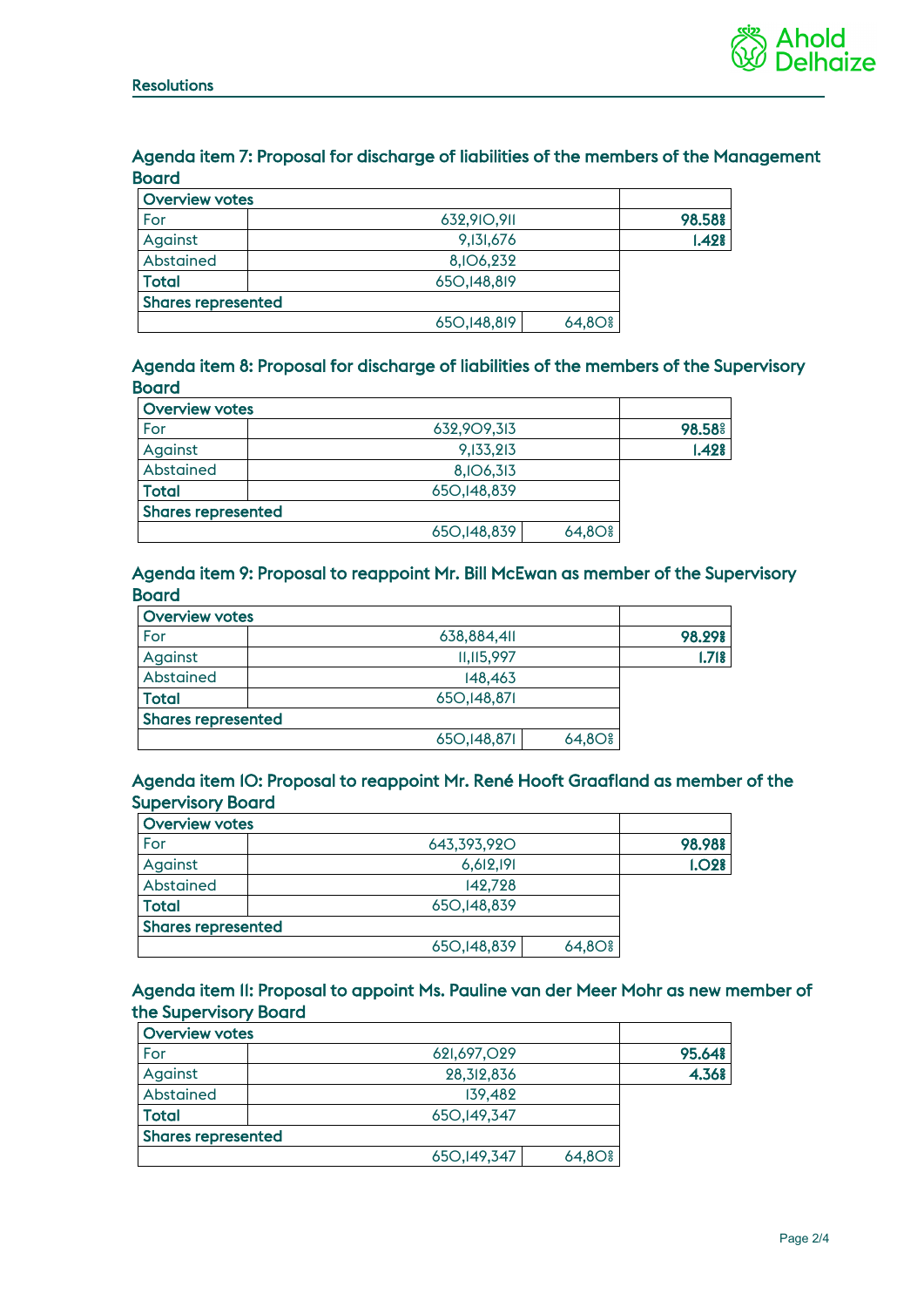## Resolutions

### Agenda item 7: Proposal for discharge of liabilities of the members of the Management Board

| Overview votes | | | |
|---|---|---|---|
| For | 632,910,911 | | **98.58%** |
| Against | 9,131,676 | | **1.42%** |
| Abstained | 8,106,232 | | |
| **Total** | 650,148,819 | | |
| **Shares represented** | | | |
| | 650,148,819 | 64,80% | |

### Agenda item 8: Proposal for discharge of liabilities of the members of the Supervisory Board

| Overview votes | | | |
|---|---|---|---|
| For | 632,909,313 | | **98.58%** |
| Against | 9,133,213 | | **1.42%** |
| Abstained | 8,106,313 | | |
| **Total** | 650,148,839 | | |
| **Shares represented** | | | |
| | 650,148,839 | 64,80% | |

### Agenda item 9: Proposal to reappoint Mr. Bill McEwan as member of the Supervisory Board

| Overview votes | | | |
|---|---|---|---|
| For | 638,884,411 | | **98.29%** |
| Against | 11,115,997 | | **1.71%** |
| Abstained | 148,463 | | |
| **Total** | 650,148,871 | | |
| **Shares represented** | | | |
| | 650,148,871 | 64,80% | |

### Agenda item 10: Proposal to reappoint Mr. René Hooft Graafland as member of the Supervisory Board

| Overview votes | | | |
|---|---|---|---|
| For | 643,393,920 | | **98.98%** |
| Against | 6,612,191 | | **1.02%** |
| Abstained | 142,728 | | |
| **Total** | 650,148,839 | | |
| **Shares represented** | | | |
| | 650,148,839 | 64,80% | |

### Agenda item 11: Proposal to appoint Ms. Pauline van der Meer Mohr as new member of the Supervisory Board

| Overview votes | | | |
|---|---|---|---|
| For | 621,697,029 | | **95.64%** |
| Against | 28,312,836 | | **4.36%** |
| Abstained | 139,482 | | |
| **Total** | 650,149,347 | | |
| **Shares represented** | | | |
| | 650,149,347 | 64,80% | |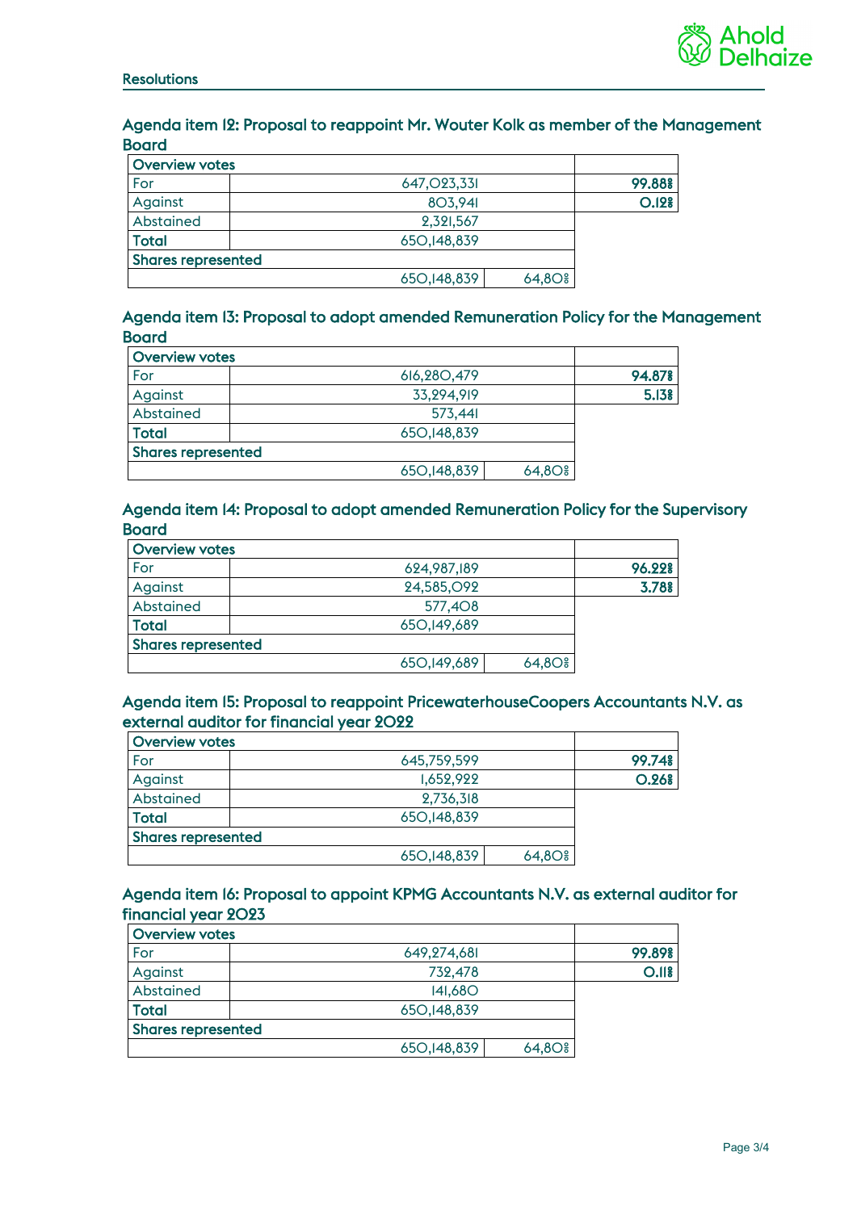Resolutions

## Agenda item 12: Proposal to reappoint Mr. Wouter Kolk as member of the Management Board

| Overview votes | | | |
|---|---|---|---|
| For | 647,023,331 | | 99.88% |
| Against | 803,941 | | 0.12% |
| Abstained | 2,321,567 | | |
| **Total** | 650,148,839 | | |
| **Shares represented** | | | |
| | 650,148,839 | 64,80% | |

## Agenda item 13: Proposal to adopt amended Remuneration Policy for the Management Board

| Overview votes | | | |
|---|---|---|---|
| For | 616,280,479 | | 94.87% |
| Against | 33,294,919 | | 5.13% |
| Abstained | 573,441 | | |
| **Total** | 650,148,839 | | |
| **Shares represented** | | | |
| | 650,148,839 | 64,80% | |

## Agenda item 14: Proposal to adopt amended Remuneration Policy for the Supervisory Board

| Overview votes | | | |
|---|---|---|---|
| For | 624,987,189 | | 96.22% |
| Against | 24,585,092 | | 3.78% |
| Abstained | 577,408 | | |
| **Total** | 650,149,689 | | |
| **Shares represented** | | | |
| | 650,149,689 | 64,80% | |

## Agenda item 15: Proposal to reappoint PricewaterhouseCoopers Accountants N.V. as external auditor for financial year 2022

| Overview votes | | | |
|---|---|---|---|
| For | 645,759,599 | | 99.74% |
| Against | 1,652,922 | | 0.26% |
| Abstained | 2,736,318 | | |
| **Total** | 650,148,839 | | |
| **Shares represented** | | | |
| | 650,148,839 | 64,80% | |

## Agenda item 16: Proposal to appoint KPMG Accountants N.V. as external auditor for financial year 2023

| Overview votes | | | |
|---|---|---|---|
| For | 649,274,681 | | 99.89% |
| Against | 732,478 | | 0.11% |
| Abstained | 141,680 | | |
| **Total** | 650,148,839 | | |
| **Shares represented** | | | |
| | 650,148,839 | 64,80% | |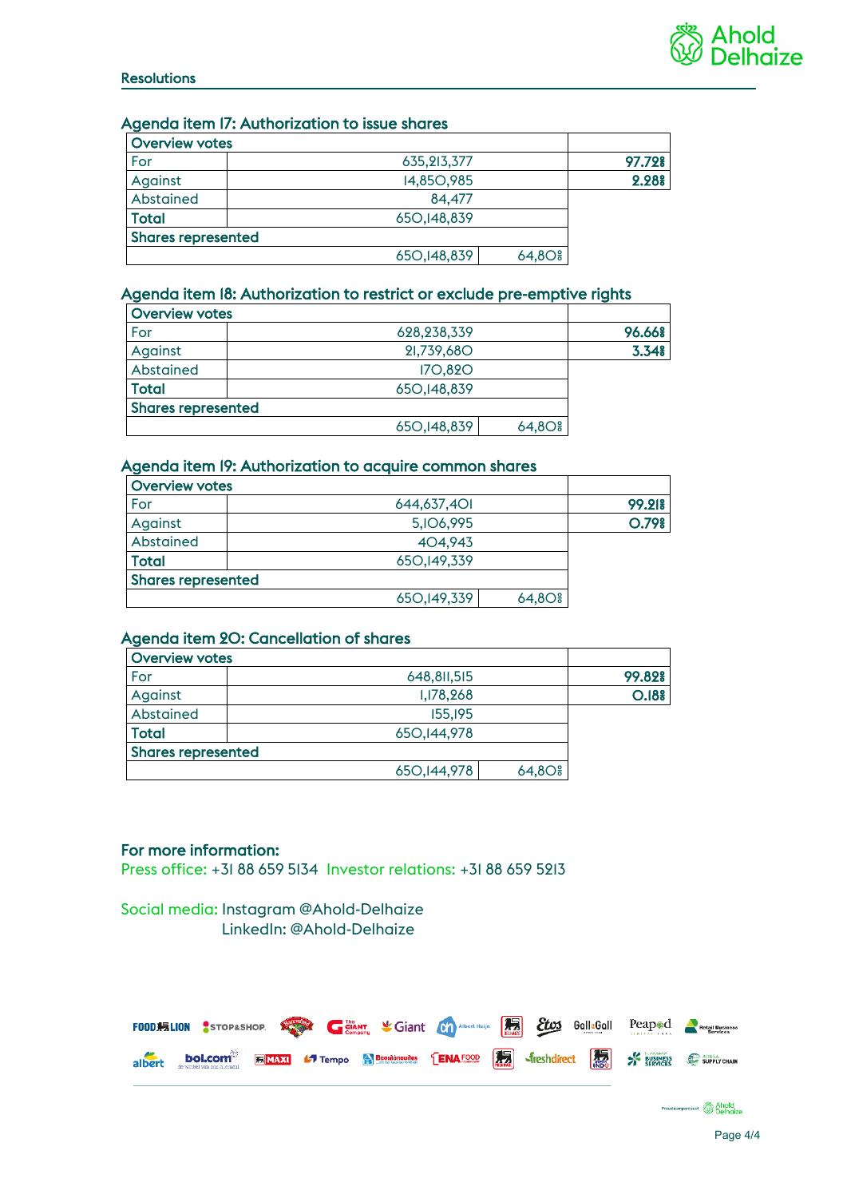Resolutions

### Agenda item 17: Authorization to issue shares

| Overview votes | | | |
|---|---|---|---|
| For | 635,213,377 | | 97.72% |
| Against | 14,850,985 | | 2.28% |
| Abstained | 84,477 | | |
| **Total** | 650,148,839 | | |
| **Shares represented** | | | |
| | 650,148,839 | 64,80% | |

### Agenda item 18: Authorization to restrict or exclude pre-emptive rights

| Overview votes | | | |
|---|---|---|---|
| For | 628,238,339 | | 96.66% |
| Against | 21,739,680 | | 3.34% |
| Abstained | 170,820 | | |
| **Total** | 650,148,839 | | |
| **Shares represented** | | | |
| | 650,148,839 | 64,80% | |

### Agenda item 19: Authorization to acquire common shares

| Overview votes | | | |
|---|---|---|---|
| For | 644,637,401 | | 99.21% |
| Against | 5,106,995 | | 0.79% |
| Abstained | 404,943 | | |
| **Total** | 650,149,339 | | |
| **Shares represented** | | | |
| | 650,149,339 | 64,80% | |

### Agenda item 20: Cancellation of shares

| Overview votes | | | |
|---|---|---|---|
| For | 648,811,515 | | 99.82% |
| Against | 1,178,268 | | 0.18% |
| Abstained | 155,195 | | |
| **Total** | 650,144,978 | | |
| **Shares represented** | | | |
| | 650,144,978 | 64,80% | |

**For more information:**
Press office: +31 88 659 5134 Investor relations: +31 88 659 5213

Social media: Instagram @Ahold-Delhaize
LinkedIn: @Ahold-Delhaize